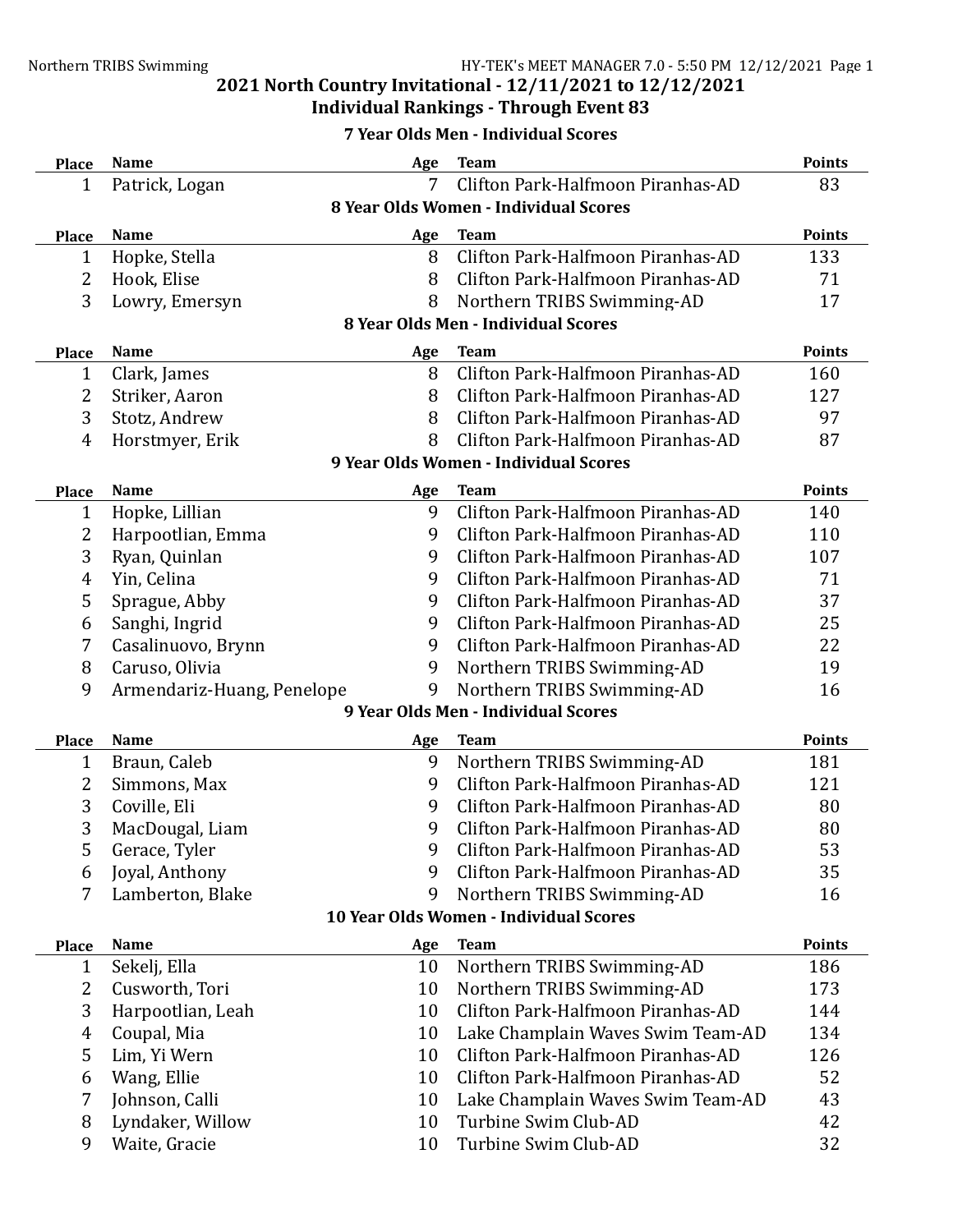# 2021 North Country Invitational - 12/11/2021 to 12/12/2021

## Individual Rankings - Through Event 83

### 7 Year Olds Men - Individual Scores

| Place | Name | Age | Team | Points |
|---|---|---|---|---|
| 1 | Patrick, Logan | 7 | Clifton Park-Halfmoon Piranhas-AD | 83 |

### 8 Year Olds Women - Individual Scores

| Place | Name | Age | Team | Points |
|---|---|---|---|---|
| 1 | Hopke, Stella | 8 | Clifton Park-Halfmoon Piranhas-AD | 133 |
| 2 | Hook, Elise | 8 | Clifton Park-Halfmoon Piranhas-AD | 71 |
| 3 | Lowry, Emersyn | 8 | Northern TRIBS Swimming-AD | 17 |

### 8 Year Olds Men - Individual Scores

| Place | Name | Age | Team | Points |
|---|---|---|---|---|
| 1 | Clark, James | 8 | Clifton Park-Halfmoon Piranhas-AD | 160 |
| 2 | Striker, Aaron | 8 | Clifton Park-Halfmoon Piranhas-AD | 127 |
| 3 | Stotz, Andrew | 8 | Clifton Park-Halfmoon Piranhas-AD | 97 |
| 4 | Horstmyer, Erik | 8 | Clifton Park-Halfmoon Piranhas-AD | 87 |

### 9 Year Olds Women - Individual Scores

| Place | Name | Age | Team | Points |
|---|---|---|---|---|
| 1 | Hopke, Lillian | 9 | Clifton Park-Halfmoon Piranhas-AD | 140 |
| 2 | Harpootlian, Emma | 9 | Clifton Park-Halfmoon Piranhas-AD | 110 |
| 3 | Ryan, Quinlan | 9 | Clifton Park-Halfmoon Piranhas-AD | 107 |
| 4 | Yin, Celina | 9 | Clifton Park-Halfmoon Piranhas-AD | 71 |
| 5 | Sprague, Abby | 9 | Clifton Park-Halfmoon Piranhas-AD | 37 |
| 6 | Sanghi, Ingrid | 9 | Clifton Park-Halfmoon Piranhas-AD | 25 |
| 7 | Casalinuovo, Brynn | 9 | Clifton Park-Halfmoon Piranhas-AD | 22 |
| 8 | Caruso, Olivia | 9 | Northern TRIBS Swimming-AD | 19 |
| 9 | Armendariz-Huang, Penelope | 9 | Northern TRIBS Swimming-AD | 16 |

### 9 Year Olds Men - Individual Scores

| Place | Name | Age | Team | Points |
|---|---|---|---|---|
| 1 | Braun, Caleb | 9 | Northern TRIBS Swimming-AD | 181 |
| 2 | Simmons, Max | 9 | Clifton Park-Halfmoon Piranhas-AD | 121 |
| 3 | Coville, Eli | 9 | Clifton Park-Halfmoon Piranhas-AD | 80 |
| 3 | MacDougal, Liam | 9 | Clifton Park-Halfmoon Piranhas-AD | 80 |
| 5 | Gerace, Tyler | 9 | Clifton Park-Halfmoon Piranhas-AD | 53 |
| 6 | Joyal, Anthony | 9 | Clifton Park-Halfmoon Piranhas-AD | 35 |
| 7 | Lamberton, Blake | 9 | Northern TRIBS Swimming-AD | 16 |

### 10 Year Olds Women - Individual Scores

| Place | Name | Age | Team | Points |
|---|---|---|---|---|
| 1 | Sekelj, Ella | 10 | Northern TRIBS Swimming-AD | 186 |
| 2 | Cusworth, Tori | 10 | Northern TRIBS Swimming-AD | 173 |
| 3 | Harpootlian, Leah | 10 | Clifton Park-Halfmoon Piranhas-AD | 144 |
| 4 | Coupal, Mia | 10 | Lake Champlain Waves Swim Team-AD | 134 |
| 5 | Lim, Yi Wern | 10 | Clifton Park-Halfmoon Piranhas-AD | 126 |
| 6 | Wang, Ellie | 10 | Clifton Park-Halfmoon Piranhas-AD | 52 |
| 7 | Johnson, Calli | 10 | Lake Champlain Waves Swim Team-AD | 43 |
| 8 | Lyndaker, Willow | 10 | Turbine Swim Club-AD | 42 |
| 9 | Waite, Gracie | 10 | Turbine Swim Club-AD | 32 |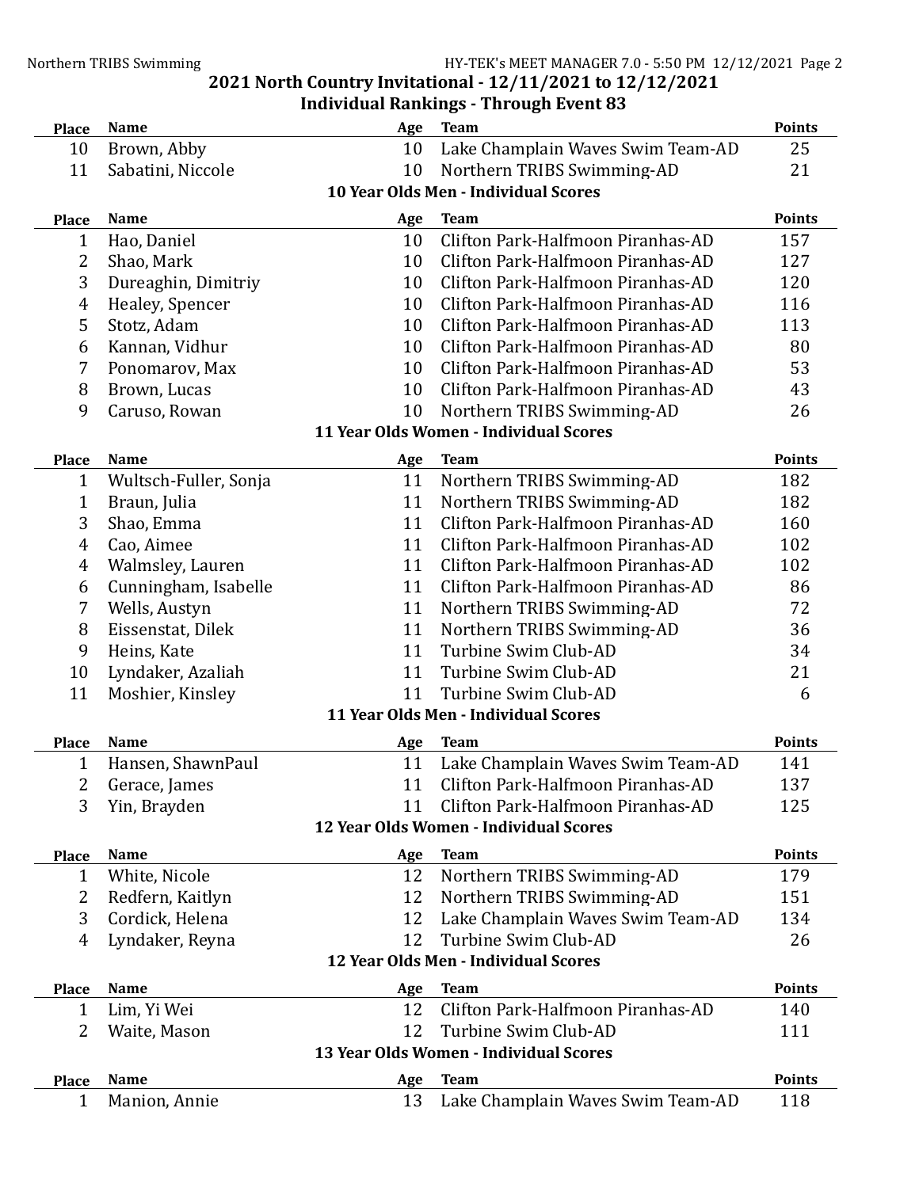# 2021 North Country Invitational - 12/11/2021 to 12/12/2021

## Individual Rankings - Through Event 83

| Place | Name | Age | Team | Points |
|---|---|---|---|---|
| 10 | Brown, Abby | 10 | Lake Champlain Waves Swim Team-AD | 25 |
| 11 | Sabatini, Niccole | 10 | Northern TRIBS Swimming-AD | 21 |

### 10 Year Olds Men - Individual Scores

| Place | Name | Age | Team | Points |
|---|---|---|---|---|
| 1 | Hao, Daniel | 10 | Clifton Park-Halfmoon Piranhas-AD | 157 |
| 2 | Shao, Mark | 10 | Clifton Park-Halfmoon Piranhas-AD | 127 |
| 3 | Dureaghin, Dimitriy | 10 | Clifton Park-Halfmoon Piranhas-AD | 120 |
| 4 | Healey, Spencer | 10 | Clifton Park-Halfmoon Piranhas-AD | 116 |
| 5 | Stotz, Adam | 10 | Clifton Park-Halfmoon Piranhas-AD | 113 |
| 6 | Kannan, Vidhur | 10 | Clifton Park-Halfmoon Piranhas-AD | 80 |
| 7 | Ponomarov, Max | 10 | Clifton Park-Halfmoon Piranhas-AD | 53 |
| 8 | Brown, Lucas | 10 | Clifton Park-Halfmoon Piranhas-AD | 43 |
| 9 | Caruso, Rowan | 10 | Northern TRIBS Swimming-AD | 26 |

### 11 Year Olds Women - Individual Scores

| Place | Name | Age | Team | Points |
|---|---|---|---|---|
| 1 | Wultsch-Fuller, Sonja | 11 | Northern TRIBS Swimming-AD | 182 |
| 1 | Braun, Julia | 11 | Northern TRIBS Swimming-AD | 182 |
| 3 | Shao, Emma | 11 | Clifton Park-Halfmoon Piranhas-AD | 160 |
| 4 | Cao, Aimee | 11 | Clifton Park-Halfmoon Piranhas-AD | 102 |
| 4 | Walmsley, Lauren | 11 | Clifton Park-Halfmoon Piranhas-AD | 102 |
| 6 | Cunningham, Isabelle | 11 | Clifton Park-Halfmoon Piranhas-AD | 86 |
| 7 | Wells, Austyn | 11 | Northern TRIBS Swimming-AD | 72 |
| 8 | Eissenstat, Dilek | 11 | Northern TRIBS Swimming-AD | 36 |
| 9 | Heins, Kate | 11 | Turbine Swim Club-AD | 34 |
| 10 | Lyndaker, Azaliah | 11 | Turbine Swim Club-AD | 21 |
| 11 | Moshier, Kinsley | 11 | Turbine Swim Club-AD | 6 |

### 11 Year Olds Men - Individual Scores

| Place | Name | Age | Team | Points |
|---|---|---|---|---|
| 1 | Hansen, ShawnPaul | 11 | Lake Champlain Waves Swim Team-AD | 141 |
| 2 | Gerace, James | 11 | Clifton Park-Halfmoon Piranhas-AD | 137 |
| 3 | Yin, Brayden | 11 | Clifton Park-Halfmoon Piranhas-AD | 125 |

### 12 Year Olds Women - Individual Scores

| Place | Name | Age | Team | Points |
|---|---|---|---|---|
| 1 | White, Nicole | 12 | Northern TRIBS Swimming-AD | 179 |
| 2 | Redfern, Kaitlyn | 12 | Northern TRIBS Swimming-AD | 151 |
| 3 | Cordick, Helena | 12 | Lake Champlain Waves Swim Team-AD | 134 |
| 4 | Lyndaker, Reyna | 12 | Turbine Swim Club-AD | 26 |

### 12 Year Olds Men - Individual Scores

| Place | Name | Age | Team | Points |
|---|---|---|---|---|
| 1 | Lim, Yi Wei | 12 | Clifton Park-Halfmoon Piranhas-AD | 140 |
| 2 | Waite, Mason | 12 | Turbine Swim Club-AD | 111 |

### 13 Year Olds Women - Individual Scores

| Place | Name | Age | Team | Points |
|---|---|---|---|---|
| 1 | Manion, Annie | 13 | Lake Champlain Waves Swim Team-AD | 118 |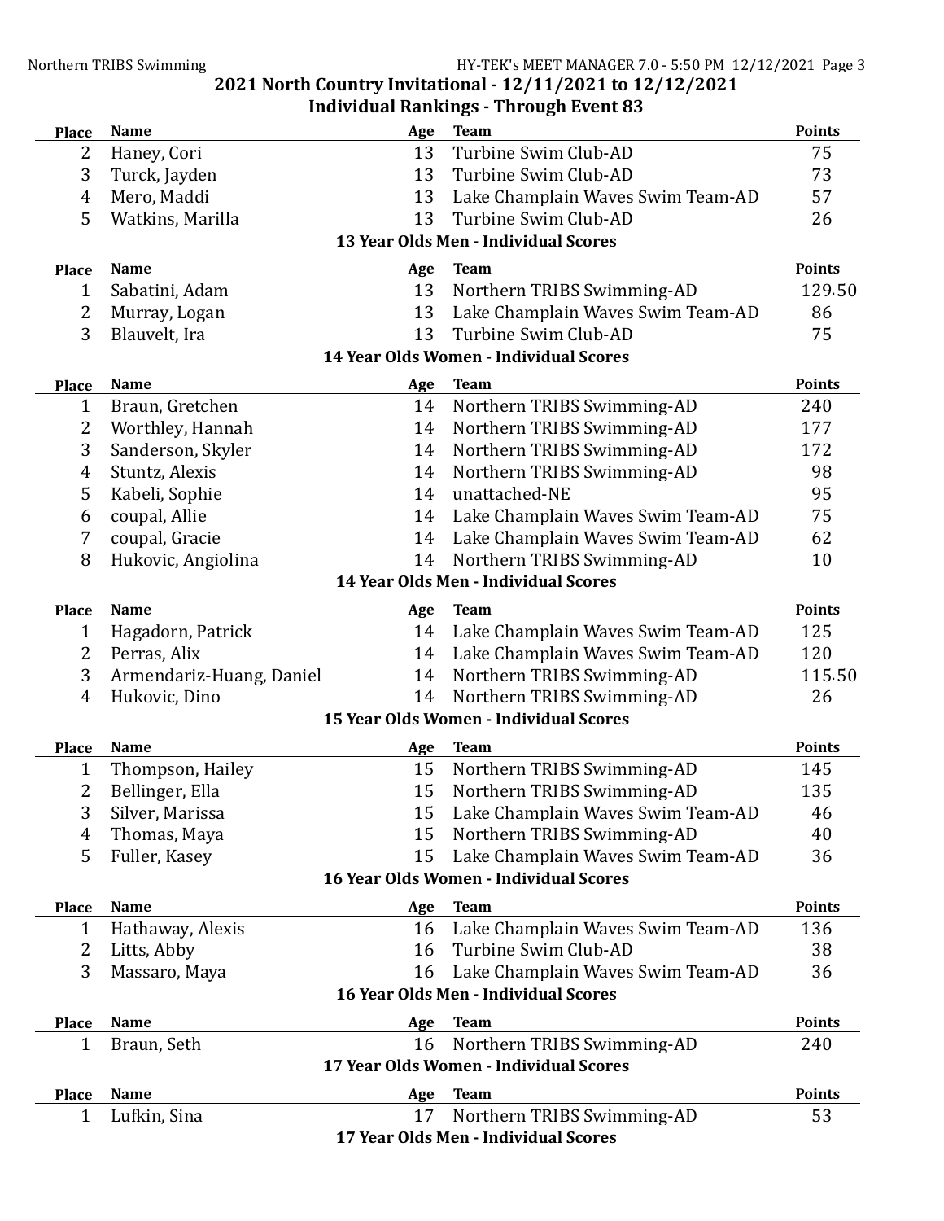## 2021 North Country Invitational - 12/11/2021 to 12/12/2021

### Individual Rankings - Through Event 83

| Place | Name | Age | Team | Points |
|---|---|---|---|---|
| 2 | Haney, Cori | 13 | Turbine Swim Club-AD | 75 |
| 3 | Turck, Jayden | 13 | Turbine Swim Club-AD | 73 |
| 4 | Mero, Maddi | 13 | Lake Champlain Waves Swim Team-AD | 57 |
| 5 | Watkins, Marilla | 13 | Turbine Swim Club-AD | 26 |

#### 13 Year Olds Men - Individual Scores

| Place | Name | Age | Team | Points |
|---|---|---|---|---|
| 1 | Sabatini, Adam | 13 | Northern TRIBS Swimming-AD | 129.50 |
| 2 | Murray, Logan | 13 | Lake Champlain Waves Swim Team-AD | 86 |
| 3 | Blauvelt, Ira | 13 | Turbine Swim Club-AD | 75 |

#### 14 Year Olds Women - Individual Scores

| Place | Name | Age | Team | Points |
|---|---|---|---|---|
| 1 | Braun, Gretchen | 14 | Northern TRIBS Swimming-AD | 240 |
| 2 | Worthley, Hannah | 14 | Northern TRIBS Swimming-AD | 177 |
| 3 | Sanderson, Skyler | 14 | Northern TRIBS Swimming-AD | 172 |
| 4 | Stuntz, Alexis | 14 | Northern TRIBS Swimming-AD | 98 |
| 5 | Kabeli, Sophie | 14 | unattached-NE | 95 |
| 6 | coupal, Allie | 14 | Lake Champlain Waves Swim Team-AD | 75 |
| 7 | coupal, Gracie | 14 | Lake Champlain Waves Swim Team-AD | 62 |
| 8 | Hukovic, Angiolina | 14 | Northern TRIBS Swimming-AD | 10 |

#### 14 Year Olds Men - Individual Scores

| Place | Name | Age | Team | Points |
|---|---|---|---|---|
| 1 | Hagadorn, Patrick | 14 | Lake Champlain Waves Swim Team-AD | 125 |
| 2 | Perras, Alix | 14 | Lake Champlain Waves Swim Team-AD | 120 |
| 3 | Armendariz-Huang, Daniel | 14 | Northern TRIBS Swimming-AD | 115.50 |
| 4 | Hukovic, Dino | 14 | Northern TRIBS Swimming-AD | 26 |

#### 15 Year Olds Women - Individual Scores

| Place | Name | Age | Team | Points |
|---|---|---|---|---|
| 1 | Thompson, Hailey | 15 | Northern TRIBS Swimming-AD | 145 |
| 2 | Bellinger, Ella | 15 | Northern TRIBS Swimming-AD | 135 |
| 3 | Silver, Marissa | 15 | Lake Champlain Waves Swim Team-AD | 46 |
| 4 | Thomas, Maya | 15 | Northern TRIBS Swimming-AD | 40 |
| 5 | Fuller, Kasey | 15 | Lake Champlain Waves Swim Team-AD | 36 |

#### 16 Year Olds Women - Individual Scores

| Place | Name | Age | Team | Points |
|---|---|---|---|---|
| 1 | Hathaway, Alexis | 16 | Lake Champlain Waves Swim Team-AD | 136 |
| 2 | Litts, Abby | 16 | Turbine Swim Club-AD | 38 |
| 3 | Massaro, Maya | 16 | Lake Champlain Waves Swim Team-AD | 36 |

#### 16 Year Olds Men - Individual Scores

| Place | Name | Age | Team | Points |
|---|---|---|---|---|
| 1 | Braun, Seth | 16 | Northern TRIBS Swimming-AD | 240 |

#### 17 Year Olds Women - Individual Scores

| Place | Name | Age | Team | Points |
|---|---|---|---|---|
| 1 | Lufkin, Sina | 17 | Northern TRIBS Swimming-AD | 53 |

#### 17 Year Olds Men - Individual Scores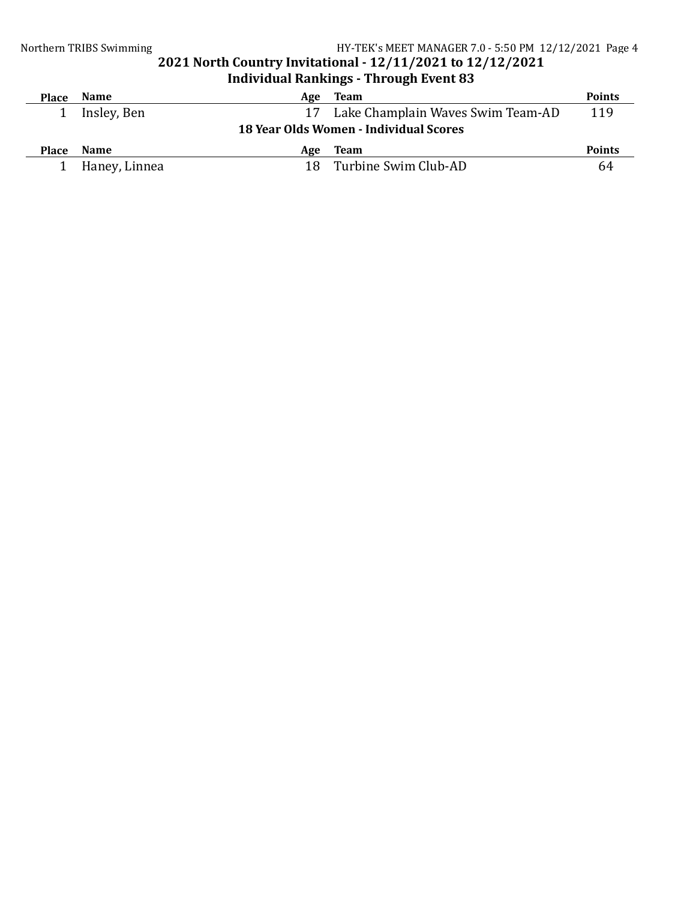## 2021 North Country Invitational - 12/11/2021 to 12/12/2021

### Individual Rankings - Through Event 83

| Place | Name | Age | Team | Points |
|---|---|---|---|---|
| 1 | Insley, Ben | 17 | Lake Champlain Waves Swim Team-AD | 119 |

### 18 Year Olds Women - Individual Scores

| Place | Name | Age | Team | Points |
|---|---|---|---|---|
| 1 | Haney, Linnea | 18 | Turbine Swim Club-AD | 64 |